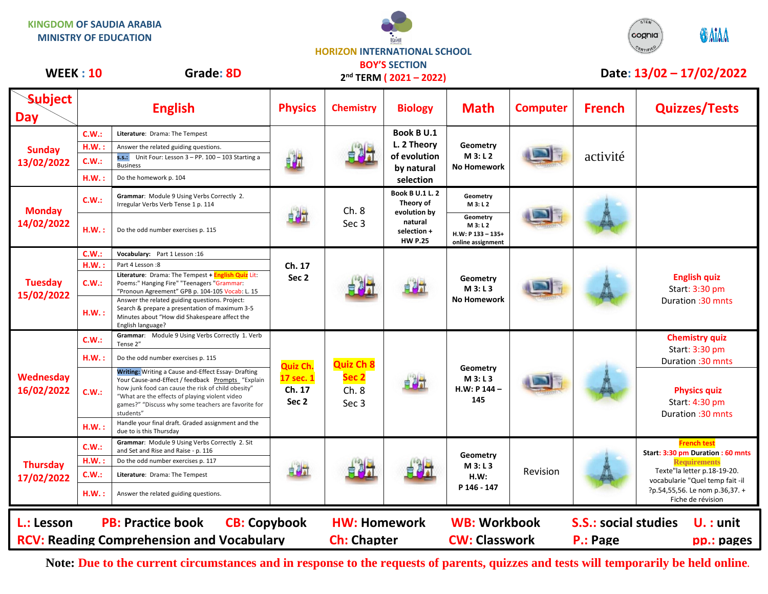KINGDOM OF SAUDIA ARABIA
MINISTRY OF EDUCATION

HORIZON INTERNATIONAL SCHOOL
BOY'S SECTION
2nd TERM ( 2021 – 2022)

**WEEK : 10** **Grade: 8D** **Date: 13/02 – 17/02/2022**

| Subject / Day | English | | Physics | Chemistry | Biology | Math | Computer | French | Quizzes/Tests |
|---|---|---|---|---|---|---|---|---|---|
| Sunday 13/02/2022 | C.W.: | Literature: Drama: The Tempest | | | Book B U.1 L. 2 Theory of evolution by natural selection | Geometry M 3: L 2 No Homework | | activité | |
| | H.W. : | Answer the related guiding questions. | | | | | | | |
| | C.W.: | s.s.: Unit Four: Lesson 3 – PP. 100 – 103 Starting a Business | | | | | | | |
| | H.W. : | Do the homework p. 104 | | | | | | | |
| Monday 14/02/2022 | C.W.: | Grammar: Module 9 Using Verbs Correctly 2. Irregular Verbs Verb Tense 1 p. 114 | | Ch. 8 Sec 3 | Book B U.1 L. 2 Theory of evolution by natural selection + HW P.25 | Geometry M 3: L 2 | | | |
| | H.W. : | Do the odd number exercises p. 115 | | | | Geometry M 3: L 2 H.W: P 133 – 135+ online assignment | | | |
| Tuesday 15/02/2022 | C.W.: | Vocabulary: Part 1 Lesson :16 | Ch. 17 Sec 2 | | | Geometry M 3: L 3 No Homework | | | English quiz Start: 3:30 pm Duration :30 mnts |
| | H.W. : | Part 4 Lesson :8 | | | | | | | |
| | C.W.: | Literature: Drama: The Tempest + English Quiz Lit: Poems:" Hanging Fire" "Teenagers "Grammar: "Pronoun Agreement" GPB p. 104-105 Vocab: L. 15 | | | | | | | |
| | H.W. : | Answer the related guiding questions. Project: Search & prepare a presentation of maximum 3-5 Minutes about "How did Shakespeare affect the English language? | | | | | | | |
| Wednesday 16/02/2022 | C.W.: | Grammar: Module 9 Using Verbs Correctly 1. Verb Tense 2" | Quiz Ch. 17 sec. 1 Ch. 17 Sec 2 | Quiz Ch 8 Sec 2 Ch. 8 Sec 3 | | Geometry M 3: L 3 H.W: P 144 – 145 | | | Chemistry quiz Start: 3:30 pm Duration :30 mnts |
| | H.W. : | Do the odd number exercises p. 115 | | | | | | | |
| | C.W.: | Writing: Writing a Cause and-Effect Essay- Drafting Your Cause-and-Effect / feedback Prompts "Explain how junk food can cause the risk of child obesity" "What are the effects of playing violent video games?" "Discuss why some teachers are favorite for students" | | | | | | | Physics quiz Start: 4:30 pm Duration :30 mnts |
| | H.W. : | Handle your final draft. Graded assignment and the due to is this Thursday | | | | | | | |
| Thursday 17/02/2022 | C.W.: | Grammar: Module 9 Using Verbs Correctly 2. Sit and Set and Rise and Raise - p. 116 | | | | Geometry M 3: L 3 H.W: P 146 - 147 | Revision | | French test Start: 3:30 pm Duration : 60 mnts Requirements Texte"la letter p.18-19-20. vocabularie "Quel temp fait -il ?p.54,55,56. Le nom p.36,37. + Fiche de révision |
| | H.W. : | Do the odd number exercises p. 117 | | | | | | | |
| | C.W.: | Literature: Drama: The Tempest | | | | | | | |
| | H.W. : | Answer the related guiding questions. | | | | | | | |

**L.: Lesson** **PB: Practice book** **CB: Copybook** **HW: Homework** **WB: Workbook** **S.S.: social studies** **U. : unit**
**RCV: Reading Comprehension and Vocabulary** **Ch: Chapter** **CW: Classwork** **P.: Page** **pp.: pages**

**Note: Due to the current circumstances and in response to the requests of parents, quizzes and tests will temporarily be held online.**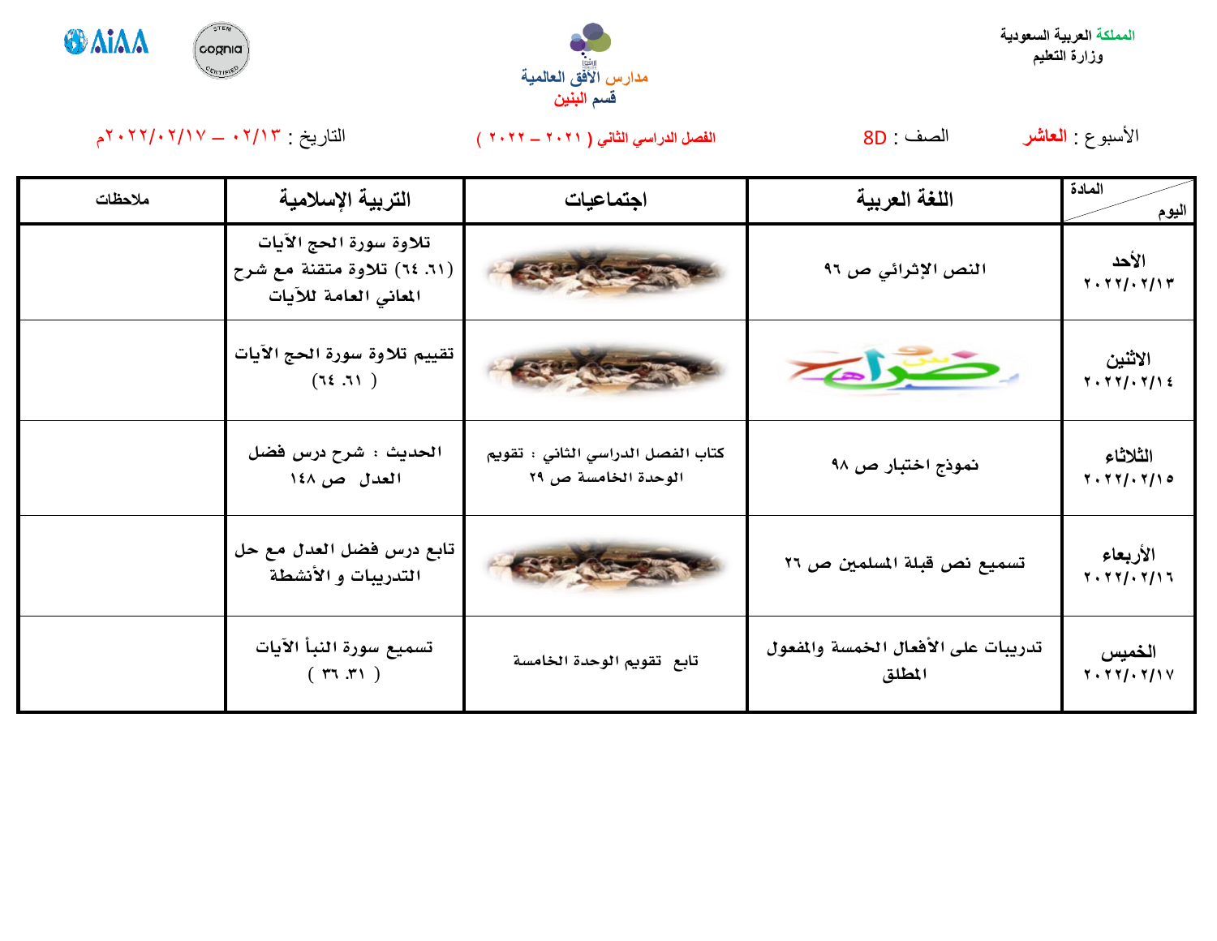المملكة العربية السعودية
وزارة التعليم

مدارس الأفق العالمية
قسم البنين

الأسبوع : العاشر　　　الصف : 8D　　　الفصل الدراسي الثاني ( ٢٠٢١ – ٢٠٢٢ )　　　التاريخ : ٠٢/١٣ – ٢٠٢٢/٠٢/١٧م

| المادة / اليوم | اللغة العربية | اجتماعيات | التربية الإسلامية | ملاحظات |
|---|---|---|---|---|
| الأحد ٢٠٢٢/٠٢/١٣ | النص الإثرائي ص ٩٦ | | تلاوة سورة الحج الآيات (٦١، ٦٤) تلاوة متقنة مع شرح المعاني العامة للآيات | |
| الاثنين ٢٠٢٢/٠٢/١٤ | | | تقييم تلاوة سورة الحج الآيات ( ٦١، ٦٤ ) | |
| الثلاثاء ٢٠٢٢/٠٢/١٥ | نموذج اختبار ص ٩٨ | كتاب الفصل الدراسي الثاني : تقويم الوحدة الخامسة ص ٢٩ | الحديث : شرح درس فضل العدل ص ١٤٨ | |
| الأربعاء ٢٠٢٢/٠٢/١٦ | تسميع نص قبلة المسلمين ص ٢٦ | | تابع درس فضل العدل مع حل التدريبات و الأنشطة | |
| الخميس ٢٠٢٢/٠٢/١٧ | تدريبات على الأفعال الخمسة والمفعول المطلق | تابع تقويم الوحدة الخامسة | تسميع سورة النبأ الآيات ( ٣١، ٣٦ ) | |